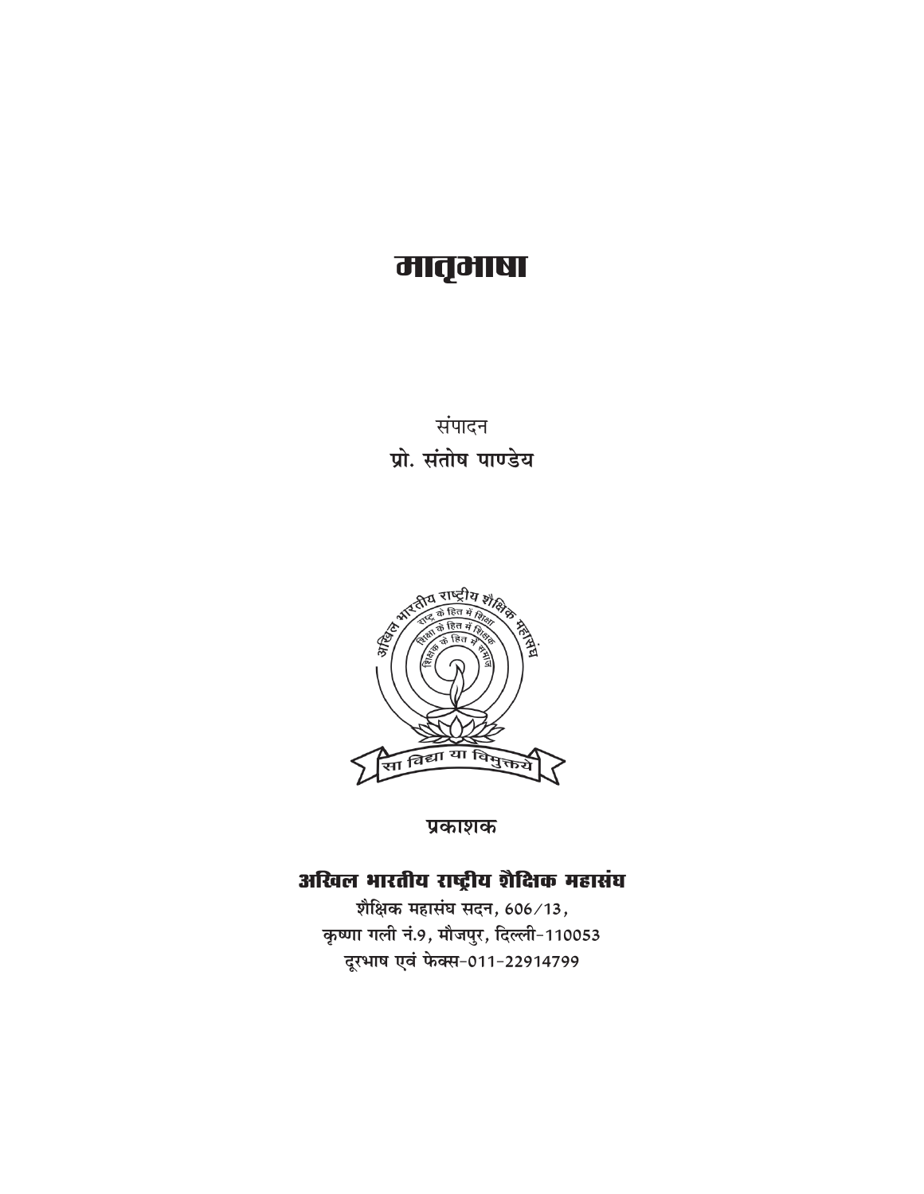# मातृभाषा

संपादन

**प्रो. संतोष पाण्डेय**

प्रकाशक

## अखिल भारतीय राष्ट्रीय शैक्षिक महासंघ

शैक्षिक महासंघ सदन, 606/13,
कृष्णा गली नं.9, मौजपुर, दिल्ली-110053
दूरभाष एवं फेक्स-011-22914799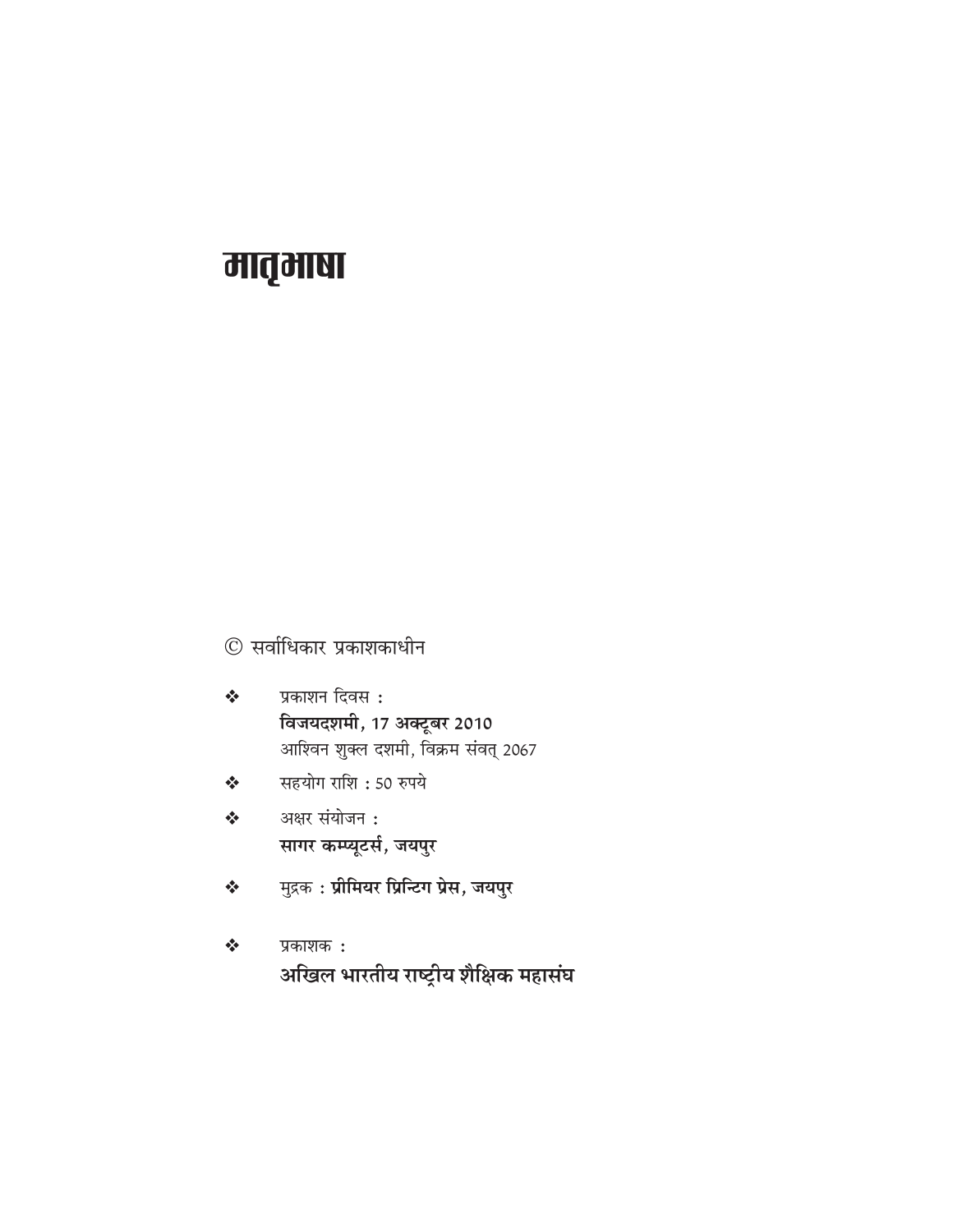# मातृभाषा

© सर्वाधिकार प्रकाशकाधीन

- प्रकाशन दिवस :
  **विजयदशमी, 17 अक्टूबर 2010**
  आश्विन शुक्ल दशमी, विक्रम संवत् 2067
- सहयोग राशि : 50 रुपये
- अक्षर संयोजन :
  **सागर कम्प्यूटर्स, जयपुर**
- मुद्रक : **प्रीमियर प्रिन्टिग प्रेस, जयपुर**
- प्रकाशक :
  **अखिल भारतीय राष्ट्रीय शैक्षिक महासंघ**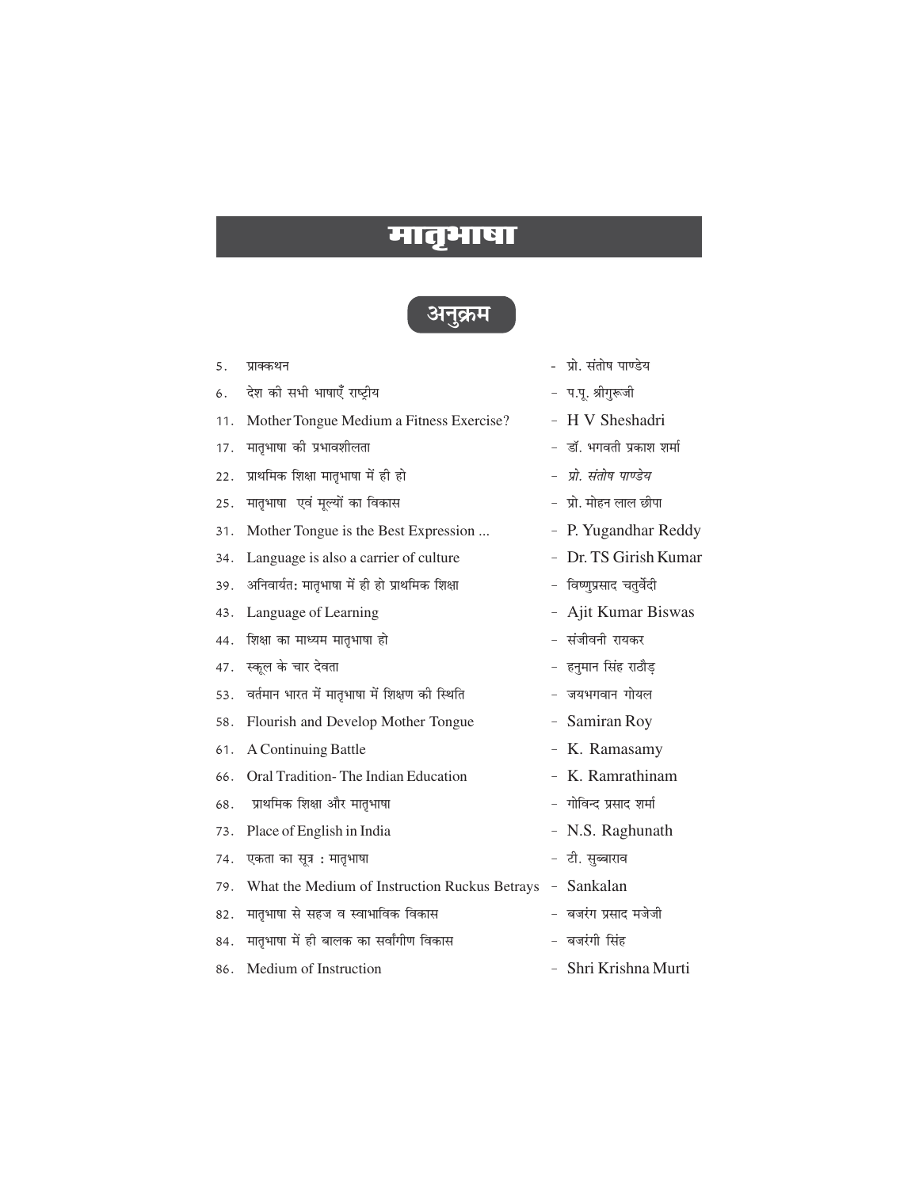# मातृभाषा

## अनुक्रम

| | | |
|---|---|---|
| 5. | प्राक्कथन | - प्रो. संतोष पाण्डेय |
| 6. | देश की सभी भाषाएँ राष्ट्रीय | - प.पू. श्रीगुरूजी |
| 11. | Mother Tongue Medium a Fitness Exercise? | - H V Sheshadri |
| 17. | मातृभाषा की प्रभावशीलता | - डॉ. भगवती प्रकाश शर्मा |
| 22. | प्राथमिक शिक्षा मातृभाषा में ही हो | - *प्रो. संतोष पाण्डेय* |
| 25. | मातृभाषा एवं मूल्यों का विकास | - प्रो. मोहन लाल छीपा |
| 31. | Mother Tongue is the Best Expression ... | - P. Yugandhar Reddy |
| 34. | Language is also a carrier of culture | - Dr. TS Girish Kumar |
| 39. | अनिवार्यत: मातृभाषा में ही हो प्राथमिक शिक्षा | - विष्णुप्रसाद चतुर्वेदी |
| 43. | Language of Learning | - Ajit Kumar Biswas |
| 44. | शिक्षा का माध्यम मातृभाषा हो | - संजीवनी रायकर |
| 47. | स्कूल के चार देवता | - हनुमान सिंह राठौड़ |
| 53. | वर्तमान भारत में मातृभाषा में शिक्षण की स्थिति | - जयभगवान गोयल |
| 58. | Flourish and Develop Mother Tongue | - Samiran Roy |
| 61. | A Continuing Battle | - K. Ramasamy |
| 66. | Oral Tradition- The Indian Education | - K. Ramrathinam |
| 68. | प्राथमिक शिक्षा और मातृभाषा | - गोविन्द प्रसाद शर्मा |
| 73. | Place of English in India | - N.S. Raghunath |
| 74. | एकता का सूत्र : मातृभाषा | - टी. सुब्बाराव |
| 79. | What the Medium of Instruction Ruckus Betrays | - Sankalan |
| 82. | मातृभाषा से सहज व स्वाभाविक विकास | - बजरंग प्रसाद मजेजी |
| 84. | मातृभाषा में ही बालक का सर्वांगीण विकास | - बजरंगी सिंह |
| 86. | Medium of Instruction | - Shri Krishna Murti |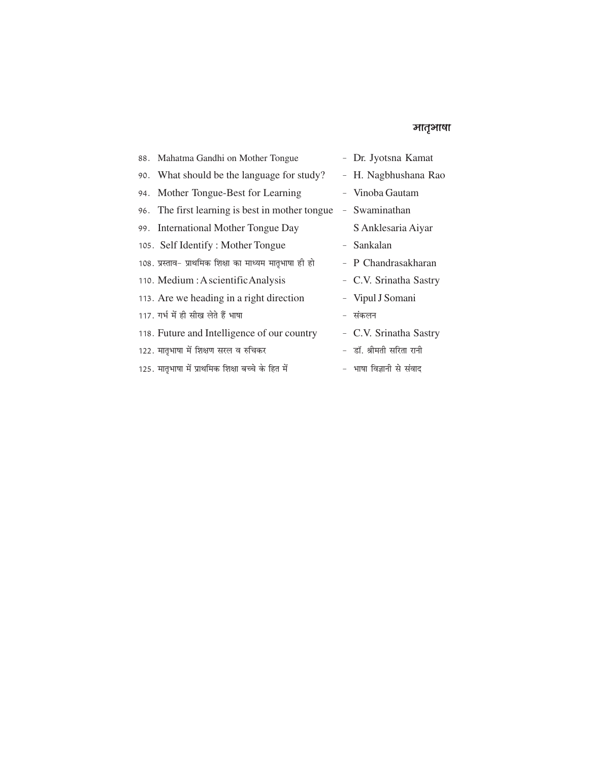## मातृभाषा

88. Mahatma Gandhi on Mother Tongue - Dr. Jyotsna Kamat
90. What should be the language for study? - H. Nagbhushana Rao
94. Mother Tongue-Best for Learning - Vinoba Gautam
96. The first learning is best in mother tongue - Swaminathan S Anklesaria Aiyar
99. International Mother Tongue Day
105. Self Identify : Mother Tongue - Sankalan
108. प्रस्ताव- प्राथमिक शिक्षा का माध्यम मातृभाषा ही हो - P Chandrasakharan
110. Medium : A scientific Analysis - C.V. Srinatha Sastry
113. Are we heading in a right direction - Vipul J Somani
117. गर्भ में ही सीख लेते हैं भाषा - संकलन
118. Future and Intelligence of our country - C.V. Srinatha Sastry
122. मातृभाषा में शिक्षण सरल व रुचिकर - डॉ. श्रीमती सरिता रानी
125. मातृभाषा में प्राथमिक शिक्षा बच्चे के हित में - भाषा विज्ञानी से संवाद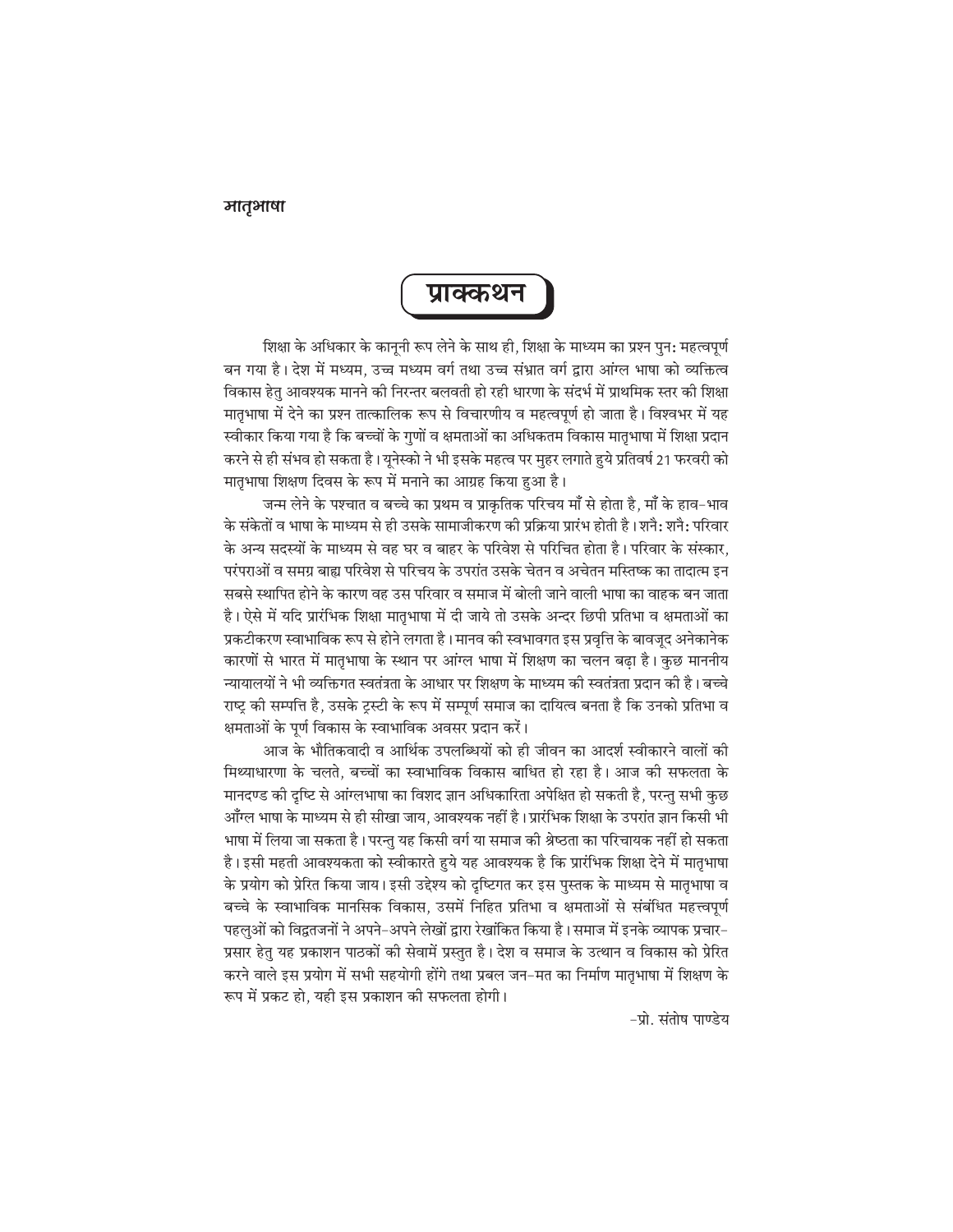# प्राक्कथन

शिक्षा के अधिकार के कानूनी रूप लेने के साथ ही, शिक्षा के माध्यम का प्रश्न पुनः महत्वपूर्ण बन गया है। देश में मध्यम, उच्च मध्यम वर्ग तथा उच्च संभ्रात वर्ग द्वारा आंग्ल भाषा को व्यक्तित्व विकास हेतु आवश्यक मानने की निरन्तर बलवती हो रही धारणा के संदर्भ में प्राथमिक स्तर की शिक्षा मातृभाषा में देने का प्रश्न तात्कालिक रूप से विचारणीय व महत्वपूर्ण हो जाता है। विश्वभर में यह स्वीकार किया गया है कि बच्चों के गुणों व क्षमताओं का अधिकतम विकास मातृभाषा में शिक्षा प्रदान करने से ही संभव हो सकता है। यूनेस्को ने भी इसके महत्व पर मुहर लगाते हुये प्रतिवर्ष 21 फरवरी को मातृभाषा शिक्षण दिवस के रूप में मनाने का आग्रह किया हुआ है।

जन्म लेने के पश्चात व बच्चे का प्रथम व प्राकृतिक परिचय माँ से होता है, माँ के हाव-भाव के संकेतों व भाषा के माध्यम से ही उसके सामाजीकरण की प्रक्रिया प्रारंभ होती है। शनैः शनैः परिवार के अन्य सदस्यों के माध्यम से वह घर व बाहर के परिवेश से परिचित होता है। परिवार के संस्कार, परंपराओं व समग्र बाह्य परिवेश से परिचय के उपरांत उसके चेतन व अचेतन मस्तिष्क का तादात्म इन सबसे स्थापित होने के कारण वह उस परिवार व समाज में बोली जाने वाली भाषा का वाहक बन जाता है। ऐसे में यदि प्रारंभिक शिक्षा मातृभाषा में दी जाये तो उसके अन्दर छिपी प्रतिभा व क्षमताओं का प्रकटीकरण स्वाभाविक रूप से होने लगता है। मानव की स्वभावगत इस प्रवृत्ति के बावजूद अनेकानेक कारणों से भारत में मातृभाषा के स्थान पर आंग्ल भाषा में शिक्षण का चलन बढ़ा है। कुछ माननीय न्यायालयों ने भी व्यक्तिगत स्वतंत्रता के आधार पर शिक्षण के माध्यम की स्वतंत्रता प्रदान की है। बच्चे राष्ट्र की सम्पत्ति है, उसके ट्रस्टी के रूप में सम्पूर्ण समाज का दायित्व बनता है कि उनको प्रतिभा व क्षमताओं के पूर्ण विकास के स्वाभाविक अवसर प्रदान करें।

आज के भौतिकवादी व आर्थिक उपलब्धियों को ही जीवन का आदर्श स्वीकारने वालों की मिथ्याधारणा के चलते, बच्चों का स्वाभाविक विकास बाधित हो रहा है। आज की सफलता के मानदण्ड की दृष्टि से आंग्लभाषा का विशद ज्ञान अधिकारिता अपेक्षित हो सकती है, परन्तु सभी कुछ आँग्ल भाषा के माध्यम से ही सीखा जाय, आवश्यक नहीं है। प्रारंभिक शिक्षा के उपरांत ज्ञान किसी भी भाषा में लिया जा सकता है। परन्तु यह किसी वर्ग या समाज की श्रेष्ठता का परिचायक नहीं हो सकता है। इसी महती आवश्यकता को स्वीकारते हुये यह आवश्यक है कि प्रारंभिक शिक्षा देने में मातृभाषा के प्रयोग को प्रेरित किया जाय। इसी उद्देश्य को दृष्टिगत कर इस पुस्तक के माध्यम से मातृभाषा व बच्चे के स्वाभाविक मानसिक विकास, उसमें निहित प्रतिभा व क्षमताओं से संबंधित महत्त्वपूर्ण पहलुओं को विद्वतजनों ने अपने-अपने लेखों द्वारा रेखांकित किया है। समाज में इनके व्यापक प्रचार-प्रसार हेतु यह प्रकाशन पाठकों की सेवामें प्रस्तुत है। देश व समाज के उत्थान व विकास को प्रेरित करने वाले इस प्रयोग में सभी सहयोगी होंगे तथा प्रबल जन-मत का निर्माण मातृभाषा में शिक्षण के रूप में प्रकट हो, यही इस प्रकाशन की सफलता होगी।

-प्रो. संतोष पाण्डेय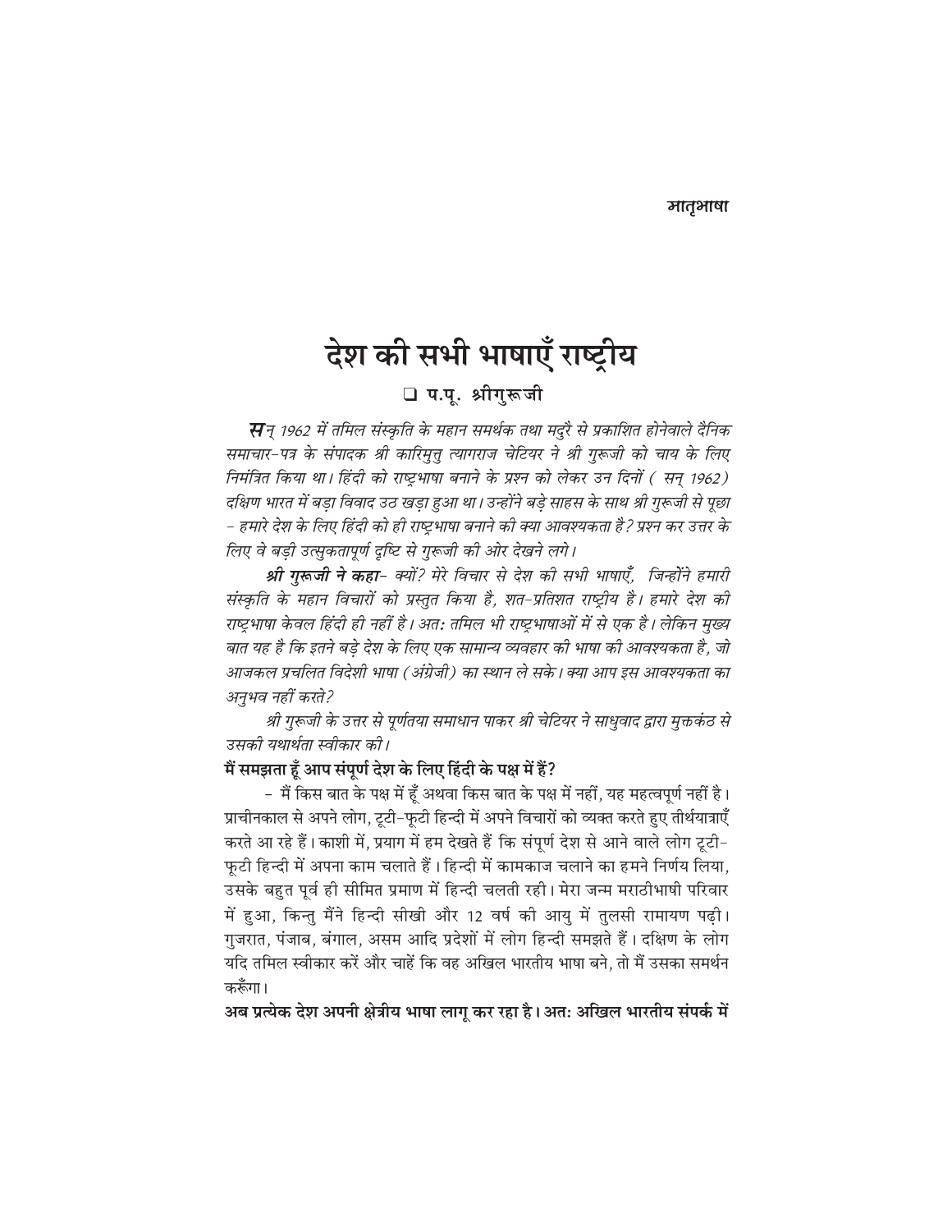# देश की सभी भाषाएँ राष्ट्रीय

❑ प.पू. श्रीगुरूजी

*सन् 1962 में तमिल संस्कृति के महान समर्थक तथा मदुरै से प्रकाशित होनेवाले दैनिक समाचार-पत्र के संपादक श्री कारिमुत्तु त्यागराज चेटियर ने श्री गुरूजी को चाय के लिए निमंत्रित किया था। हिंदी को राष्ट्रभाषा बनाने के प्रश्न को लेकर उन दिनों ( सन् 1962) दक्षिण भारत में बड़ा विवाद उठ खड़ा हुआ था। उन्होंने बड़े साहस के साथ श्री गुरूजी से पूछा - हमारे देश के लिए हिंदी को ही राष्ट्रभाषा बनाने की क्या आवश्यकता है? प्रश्न कर उत्तर के लिए वे बड़ी उत्सुकतापूर्ण दृष्टि से गुरूजी की ओर देखने लगे।*

***श्री गुरूजी ने कहा***- *क्यों? मेरे विचार से देश की सभी भाषाएँ, जिन्होंने हमारी संस्कृति के महान विचारों को प्रस्तुत किया है, शत-प्रतिशत राष्ट्रीय है। हमारे देश की राष्ट्रभाषा केवल हिंदी ही नहीं है। अतः तमिल भी राष्ट्रभाषाओं में से एक है। लेकिन मुख्य बात यह है कि इतने बड़े देश के लिए एक सामान्य व्यवहार की भाषा की आवश्यकता है, जो आजकल प्रचलित विदेशी भाषा (अंग्रेजी) का स्थान ले सके। क्या आप इस आवश्यकता का अनुभव नहीं करते?*

*श्री गुरूजी के उत्तर से पूर्णतया समाधान पाकर श्री चेटियर ने साधुवाद द्वारा मुक्तकंठ से उसकी यथार्थता स्वीकार की।*

**मैं समझता हूँ आप संपूर्ण देश के लिए हिंदी के पक्ष में हैं?**

- मैं किस बात के पक्ष में हूँ अथवा किस बात के पक्ष में नहीं, यह महत्वपूर्ण नहीं है। प्राचीनकाल से अपने लोग, टूटी-फूटी हिन्दी में अपने विचारों को व्यक्त करते हुए तीर्थयात्राएँ करते आ रहे हैं। काशी में, प्रयाग में हम देखते हैं कि संपूर्ण देश से आने वाले लोग टूटी-फूटी हिन्दी में अपना काम चलाते हैं। हिन्दी में कामकाज चलाने का हमने निर्णय लिया, उसके बहुत पूर्व ही सीमित प्रमाण में हिन्दी चलती रही। मेरा जन्म मराठीभाषी परिवार में हुआ, किन्तु मैंने हिन्दी सीखी और 12 वर्ष की आयु में तुलसी रामायण पढ़ी। गुजरात, पंजाब, बंगाल, असम आदि प्रदेशों में लोग हिन्दी समझते हैं। दक्षिण के लोग यदि तमिल स्वीकार करें और चाहें कि वह अखिल भारतीय भाषा बने, तो मैं उसका समर्थन करूँगा।

**अब प्रत्येक देश अपनी क्षेत्रीय भाषा लागू कर रहा है। अतः अखिल भारतीय संपर्क में**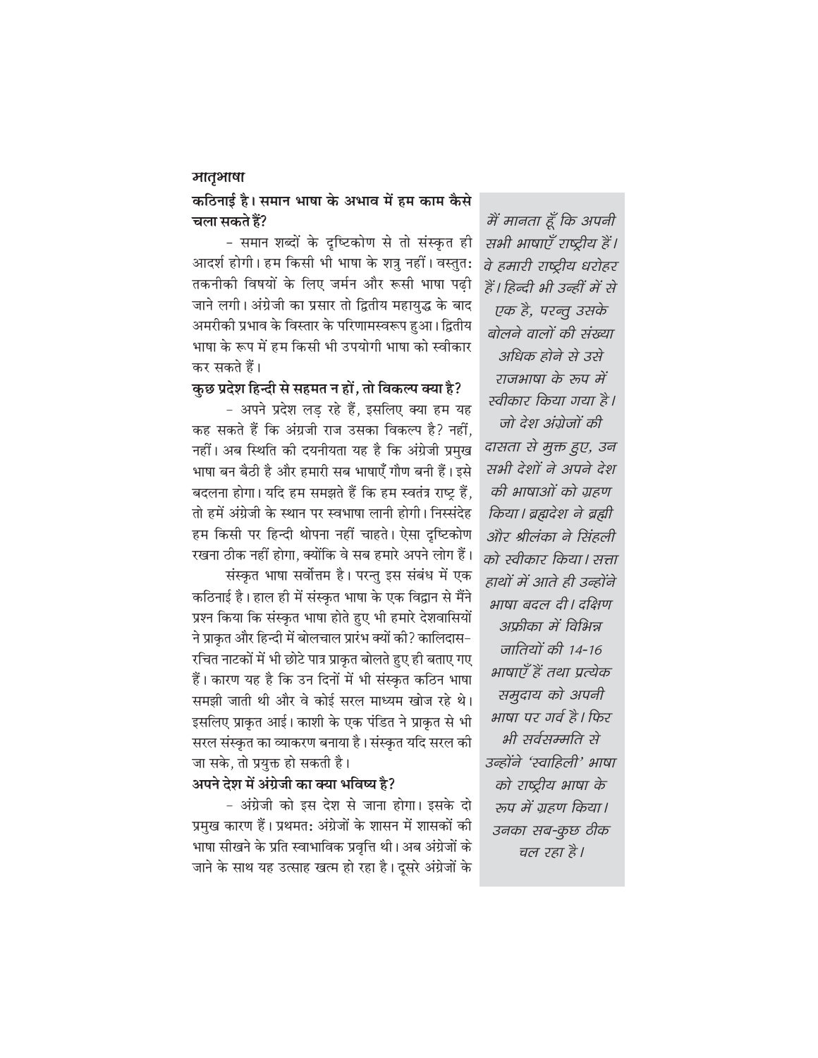**कठिनाई है। समान भाषा के अभाव में हम काम कैसे चला सकते हैं?**

– समान शब्दों के दृष्टिकोण से तो संस्कृत ही आदर्श होगी। हम किसी भी भाषा के शत्रु नहीं। वस्तुतः तकनीकी विषयों के लिए जर्मन और रूसी भाषा पढ़ी जाने लगी। अंग्रेजी का प्रसार तो द्वितीय महायुद्ध के बाद अमरीकी प्रभाव के विस्तार के परिणामस्वरूप हुआ। द्वितीय भाषा के रूप में हम किसी भी उपयोगी भाषा को स्वीकार कर सकते हैं।

**कुछ प्रदेश हिन्दी से सहमत न हों, तो विकल्प क्या है?**

– अपने प्रदेश लड़ रहे हैं, इसलिए क्या हम यह कह सकते हैं कि अंग्रजी राज उसका विकल्प है? नहीं, नहीं। अब स्थिति की दयनीयता यह है कि अंग्रेजी प्रमुख भाषा बन बैठी है और हमारी सब भाषाएँ गौण बनी हैं। इसे बदलना होगा। यदि हम समझते हैं कि हम स्वतंत्र राष्ट्र हैं, तो हमें अंग्रेजी के स्थान पर स्वभाषा लानी होगी। निस्संदेह हम किसी पर हिन्दी थोपना नहीं चाहते। ऐसा दृष्टिकोण रखना ठीक नहीं होगा, क्योंकि वे सब हमारे अपने लोग हैं।

संस्कृत भाषा सर्वोत्तम है। परन्तु इस संबंध में एक कठिनाई है। हाल ही में संस्कृत भाषा के एक विद्वान से मैंने प्रश्न किया कि संस्कृत भाषा होते हुए भी हमारे देशवासियों ने प्राकृत और हिन्दी में बोलचाल प्रारंभ क्यों की? कालिदास-रचित नाटकों में भी छोटे पात्र प्राकृत बोलते हुए ही बताए गए हैं। कारण यह है कि उन दिनों में भी संस्कृत कठिन भाषा समझी जाती थी और वे कोई सरल माध्यम खोज रहे थे। इसलिए प्राकृत आई। काशी के एक पंडित ने प्राकृत से भी सरल संस्कृत का व्याकरण बनाया है। संस्कृत यदि सरल की जा सके, तो प्रयुक्त हो सकती है।

**अपने देश में अंग्रेजी का क्या भविष्य है?**

– अंग्रेजी को इस देश से जाना होगा। इसके दो प्रमुख कारण हैं। प्रथमतः अंग्रेजों के शासन में शासकों की भाषा सीखने के प्रति स्वाभाविक प्रवृत्ति थी। अब अंग्रेजों के जाने के साथ यह उत्साह खत्म हो रहा है। दूसरे अंग्रेजों के

*मैं मानता हूँ कि अपनी सभी भाषाएँ राष्ट्रीय हैं। वे हमारी राष्ट्रीय धरोहर हैं। हिन्दी भी उन्हीं में से एक है, परन्तु उसके बोलने वालों की संख्या अधिक होने से उसे राजभाषा के रूप में स्वीकार किया गया है। जो देश अंग्रेजों की दासता से मुक्त हुए, उन सभी देशों ने अपने देश की भाषाओं को ग्रहण किया। ब्रह्मदेश ने ब्रह्मी और श्रीलंका ने सिंहली को स्वीकार किया। सत्ता हाथों में आते ही उन्होंने भाषा बदल दी। दक्षिण अफ्रीका में विभिन्न जातियों की 14-16 भाषाएँ हैं तथा प्रत्येक समुदाय को अपनी भाषा पर गर्व है। फिर भी सर्वसम्मति से उन्होंने 'स्वाहिली' भाषा को राष्ट्रीय भाषा के रूप में ग्रहण किया। उनका सब-कुछ ठीक चल रहा है।*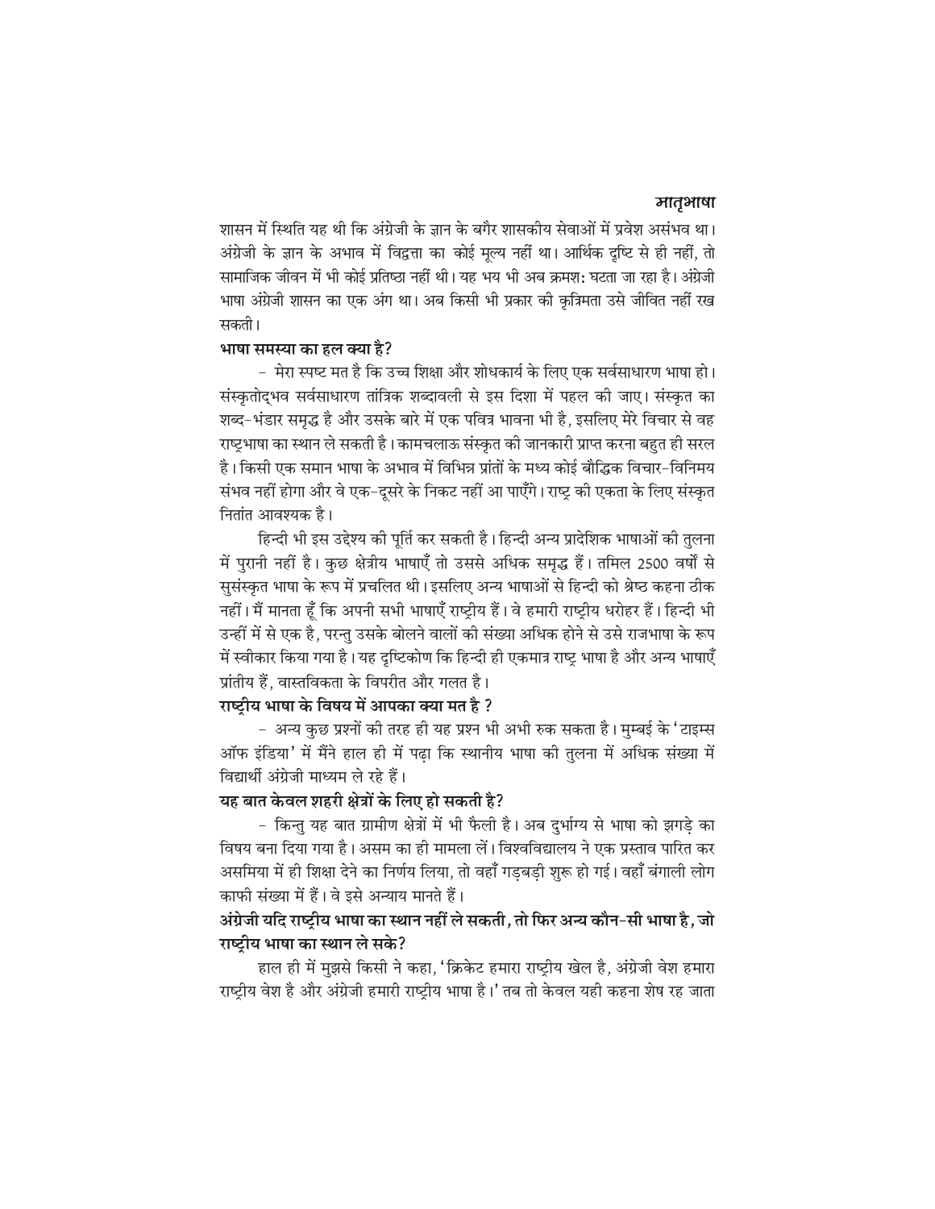शासन में स्थिति यह थी कि अंग्रेजी के ज्ञान के बगैर शासकीय सेवाओं में प्रवेश असंभव था। अंग्रेजी के ज्ञान के अभाव में विद्वत्ता का कोई मूल्य नहीं था। आर्थिक दृष्टि से ही नहीं, तो सामाजिक जीवन में भी कोई प्रतिष्ठा नहीं थी। यह भय भी अब क्रमश: घटता जा रहा है। अंग्रेजी भाषा अंग्रेजी शासन का एक अंग था। अब किसी भी प्रकार की कृत्रिमता उसे जीवित नहीं रख सकती।

**भाषा समस्या का हल क्या है?**

– मेरा स्पष्ट मत है कि उच्च शिक्षा और शोधकार्य के लिए एक सर्वसाधारण भाषा हो। संस्कृतोद्भव सर्वसाधारण तांत्रिक शब्दावली से इस दिशा में पहल की जाए। संस्कृत का शब्द-भंडार समृद्ध है और उसके बारे में एक पवित्र भावना भी है, इसलिए मेरे विचार से वह राष्ट्रभाषा का स्थान ले सकती है। कामचलाऊ संस्कृत की जानकारी प्राप्त करना बहुत ही सरल है। किसी एक समान भाषा के अभाव में विभिन्न प्रांतों के मध्य कोई बौद्धिक विचार-विनिमय संभव नहीं होगा और वे एक-दूसरे के निकट नहीं आ पाएँगे। राष्ट्र की एकता के लिए संस्कृत नितांत आवश्यक है।

हिन्दी भी इस उद्देश्य की पूर्ति कर सकती है। हिन्दी अन्य प्रादेशिक भाषाओं की तुलना में पुरानी नहीं है। कुछ क्षेत्रीय भाषाएँ तो उससे अधिक समृद्ध हैं। तमिल 2500 वर्षों से सुसंस्कृत भाषा के रूप में प्रचलित थी। इसलिए अन्य भाषाओं से हिन्दी को श्रेष्ठ कहना ठीक नहीं। मैं मानता हूँ कि अपनी सभी भाषाएँ राष्ट्रीय हैं। वे हमारी राष्ट्रीय धरोहर हैं। हिन्दी भी उन्हीं में से एक है, परन्तु उसके बोलने वालों की संख्या अधिक होने से उसे राजभाषा के रूप में स्वीकार किया गया है। यह दृष्टिकोण कि हिन्दी ही एकमात्र राष्ट्र भाषा है और अन्य भाषाएँ प्रांतीय हैं, वास्तविकता के विपरीत और गलत है।

**राष्ट्रीय भाषा के विषय में आपका क्या मत है ?**

– अन्य कुछ प्रश्नों की तरह ही यह प्रश्न भी अभी रुक सकता है। मुम्बई के 'टाइम्स ऑफ इंडिया' में मैंने हाल ही में पढ़ा कि स्थानीय भाषा की तुलना में अधिक संख्या में विद्यार्थी अंग्रेजी माध्यम ले रहे हैं।

**यह बात केवल शहरी क्षेत्रों के लिए हो सकती है?**

– किन्तु यह बात ग्रामीण क्षेत्रों में भी फैली है। अब दुर्भाग्य से भाषा को झगड़े का विषय बना दिया गया है। असम का ही मामला लें। विश्वविद्यालय ने एक प्रस्ताव पारित कर असमिया में ही शिक्षा देने का निर्णय लिया, तो वहाँ गड़बड़ी शुरू हो गई। वहाँ बंगाली लोग काफी संख्या में हैं। वे इसे अन्याय मानते हैं।

**अंग्रेजी यदि राष्ट्रीय भाषा का स्थान नहीं ले सकती, तो फिर अन्य कौन-सी भाषा है, जो राष्ट्रीय भाषा का स्थान ले सके?**

हाल ही में मुझसे किसी ने कहा, 'क्रिकेट हमारा राष्ट्रीय खेल है, अंग्रेजी वेश हमारा राष्ट्रीय वेश है और अंग्रेजी हमारी राष्ट्रीय भाषा है।' तब तो केवल यही कहना शेष रह जाता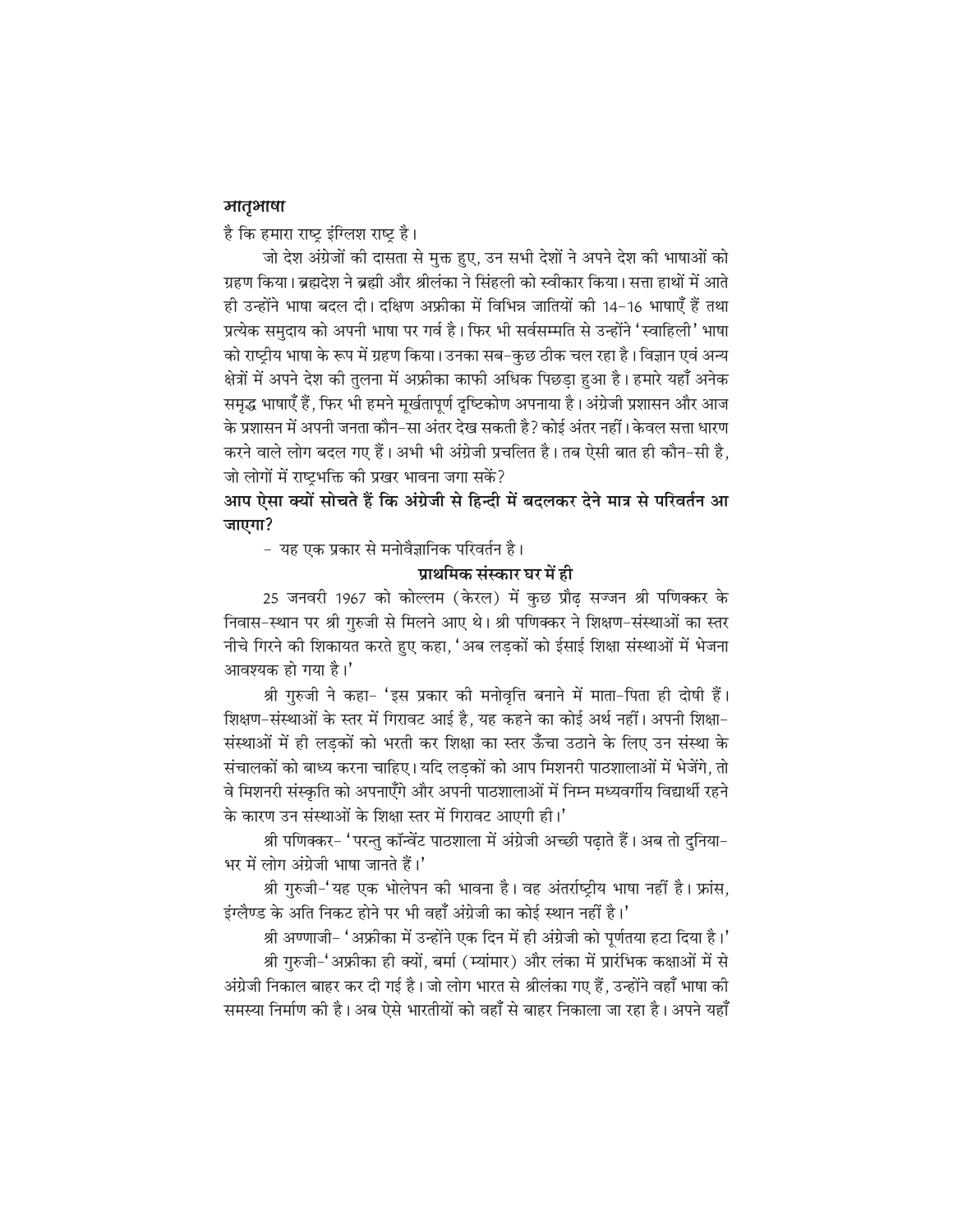है कि हमारा राष्ट्र इंग्लिश राष्ट्र है।

जो देश अंग्रेजों की दासता से मुक्त हुए, उन सभी देशों ने अपने देश की भाषाओं को ग्रहण किया। ब्रह्मदेश ने ब्रह्मी और श्रीलंका ने सिंहली को स्वीकार किया। सत्ता हाथों में आते ही उन्होंने भाषा बदल दी। दक्षिण अफ्रीका में विभिन्न जातियों की 14-16 भाषाएँ हैं तथा प्रत्येक समुदाय को अपनी भाषा पर गर्व है। फिर भी सर्वसम्मति से उन्होंने 'स्वाहिली' भाषा को राष्ट्रीय भाषा के रूप में ग्रहण किया। उनका सब-कुछ ठीक चल रहा है। विज्ञान एवं अन्य क्षेत्रों में अपने देश की तुलना में अफ्रीका काफी अधिक पिछड़ा हुआ है। हमारे यहाँ अनेक समृद्ध भाषाएँ हैं, फिर भी हमने मूर्खतापूर्ण दृष्टिकोण अपनाया है। अंग्रेजी प्रशासन और आज के प्रशासन में अपनी जनता कौन-सा अंतर देख सकती है? कोई अंतर नहीं। केवल सत्ता धारण करने वाले लोग बदल गए हैं। अभी भी अंग्रेजी प्रचलित है। तब ऐसी बात ही कौन-सी है, जो लोगों में राष्ट्रभक्ति की प्रखर भावना जगा सकें?

**आप ऐसा क्यों सोचते हैं कि अंग्रेजी से हिन्दी में बदलकर देने मात्र से परिवर्तन आ जाएगा?**

- यह एक प्रकार से मनोवैज्ञानिक परिवर्तन है।

## प्राथमिक संस्कार घर में ही

25 जनवरी 1967 को कोल्लम (केरल) में कुछ प्रौढ़ सज्जन श्री पणिक्कर के निवास-स्थान पर श्री गुरुजी से मिलने आए थे। श्री पणिक्कर ने शिक्षण-संस्थाओं का स्तर नीचे गिरने की शिकायत करते हुए कहा, 'अब लड़कों को ईसाई शिक्षा संस्थाओं में भेजना आवश्यक हो गया है।'

श्री गुरुजी ने कहा- 'इस प्रकार की मनोवृत्ति बनाने में माता-पिता ही दोषी हैं। शिक्षण-संस्थाओं के स्तर में गिरावट आई है, यह कहने का कोई अर्थ नहीं। अपनी शिक्षा-संस्थाओं में ही लड़कों को भरती कर शिक्षा का स्तर ऊँचा उठाने के लिए उन संस्था के संचालकों को बाध्य करना चाहिए। यदि लड़कों को आप मिशनरी पाठशालाओं में भेजेंगे, तो वे मिशनरी संस्कृति को अपनाएँगे और अपनी पाठशालाओं में निम्न मध्यवर्गीय विद्यार्थी रहने के कारण उन संस्थाओं के शिक्षा स्तर में गिरावट आएगी ही।'

श्री पणिक्कर- 'परन्तु कॉन्वेंट पाठशाला में अंग्रेजी अच्छी पढ़ाते हैं। अब तो दुनिया-भर में लोग अंग्रेजी भाषा जानते हैं।'

श्री गुरुजी-'यह एक भोलेपन की भावना है। वह अंतर्राष्ट्रीय भाषा नहीं है। फ्रांस, इंग्लैण्ड के अति निकट होने पर भी वहाँ अंग्रेजी का कोई स्थान नहीं है।'

श्री अण्णाजी- 'अफ्रीका में उन्होंने एक दिन में ही अंग्रेजी को पूर्णतया हटा दिया है।'

श्री गुरुजी-'अफ्रीका ही क्यों, बर्मा (म्यांमार) और लंका में प्रारंभिक कक्षाओं में से अंग्रेजी निकाल बाहर कर दी गई है। जो लोग भारत से श्रीलंका गए हैं, उन्होंने वहाँ भाषा की समस्या निर्माण की है। अब ऐसे भारतीयों को वहाँ से बाहर निकाला जा रहा है। अपने यहाँ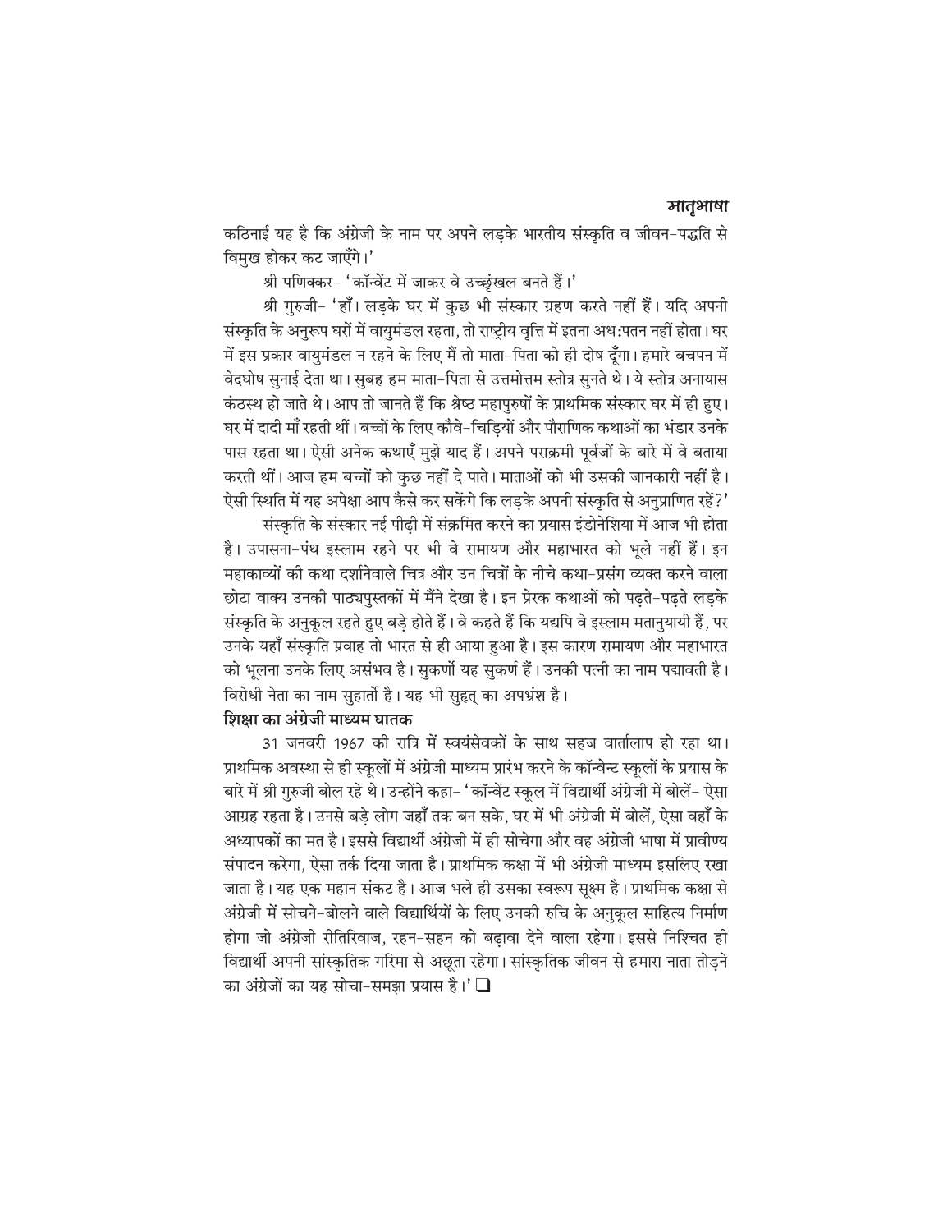कठिनाई यह है कि अंग्रेजी के नाम पर अपने लड़के भारतीय संस्कृति व जीवन-पद्धति से विमुख होकर कट जाएँगे।'

श्री पणिक्कर- 'कॉन्वेंट में जाकर वे उच्छृंखल बनते हैं।'

श्री गुरुजी- 'हाँ। लड़के घर में कुछ भी संस्कार ग्रहण करते नहीं हैं। यदि अपनी संस्कृति के अनुरूप घरों में वायुमंडल रहता, तो राष्ट्रीय वृत्ति में इतना अध:पतन नहीं होता। घर में इस प्रकार वायुमंडल न रहने के लिए मैं तो माता-पिता को ही दोष दूँगा। हमारे बचपन में वेदघोष सुनाई देता था। सुबह हम माता-पिता से उत्तमोत्तम स्तोत्र सुनते थे। ये स्तोत्र अनायास कंठस्थ हो जाते थे। आप तो जानते हैं कि श्रेष्ठ महापुरुषों के प्राथमिक संस्कार घर में ही हुए। घर में दादी माँ रहती थीं। बच्चों के लिए कौवे-चिड़ियों और पौराणिक कथाओं का भंडार उनके पास रहता था। ऐसी अनेक कथाएँ मुझे याद हैं। अपने पराक्रमी पूर्वजों के बारे में वे बताया करती थीं। आज हम बच्चों को कुछ नहीं दे पाते। माताओं को भी उसकी जानकारी नहीं है। ऐसी स्थिति में यह अपेक्षा आप कैसे कर सकेंगे कि लड़के अपनी संस्कृति से अनुप्राणित रहें?'

संस्कृति के संस्कार नई पीढ़ी में संक्रमित करने का प्रयास इंडोनेशिया में आज भी होता है। उपासना-पंथ इस्लाम रहने पर भी वे रामायण और महाभारत को भूले नहीं हैं। इन महाकाव्यों की कथा दर्शानेवाले चित्र और उन चित्रों के नीचे कथा-प्रसंग व्यक्त करने वाला छोटा वाक्य उनकी पाठ्यपुस्तकों में मैंने देखा है। इन प्रेरक कथाओं को पढ़ते-पढ़ते लड़के संस्कृति के अनुकूल रहते हुए बड़े होते हैं। वे कहते हैं कि यद्यपि वे इस्लाम मतानुयायी हैं, पर उनके यहाँ संस्कृति प्रवाह तो भारत से ही आया हुआ है। इस कारण रामायण और महाभारत को भूलना उनके लिए असंभव है। सुकर्णो यह सुकर्ण हैं। उनकी पत्नी का नाम पद्मावती है। विरोधी नेता का नाम सुहार्तो है। यह भी सुहृत् का अपभ्रंश है।

**शिक्षा का अंग्रेजी माध्यम घातक**

31 जनवरी 1967 की रात्रि में स्वयंसेवकों के साथ सहज वार्तालाप हो रहा था। प्राथमिक अवस्था से ही स्कूलों में अंग्रेजी माध्यम प्रारंभ करने के कॉन्वेन्ट स्कूलों के प्रयास के बारे में श्री गुरुजी बोल रहे थे। उन्होंने कहा- 'कॉन्वेंट स्कूल में विद्यार्थी अंग्रेजी में बोलें- ऐसा आग्रह रहता है। उनसे बड़े लोग जहाँ तक बन सके, घर में भी अंग्रेजी में बोलें, ऐसा वहाँ के अध्यापकों का मत है। इससे विद्यार्थी अंग्रेजी में ही सोचेगा और वह अंग्रेजी भाषा में प्रावीण्य संपादन करेगा, ऐसा तर्क दिया जाता है। प्राथमिक कक्षा में भी अंग्रेजी माध्यम इसलिए रखा जाता है। यह एक महान संकट है। आज भले ही उसका स्वरूप सूक्ष्म है। प्राथमिक कक्षा से अंग्रेजी में सोचने-बोलने वाले विद्यार्थियों के लिए उनकी रुचि के अनुकूल साहित्य निर्माण होगा जो अंग्रेजी रीतिरिवाज, रहन-सहन को बढ़ावा देने वाला रहेगा। इससे निश्चित ही विद्यार्थी अपनी सांस्कृतिक गरिमा से अछूता रहेगा। सांस्कृतिक जीवन से हमारा नाता तोड़ने का अंग्रेजों का यह सोचा-समझा प्रयास है।' ❑